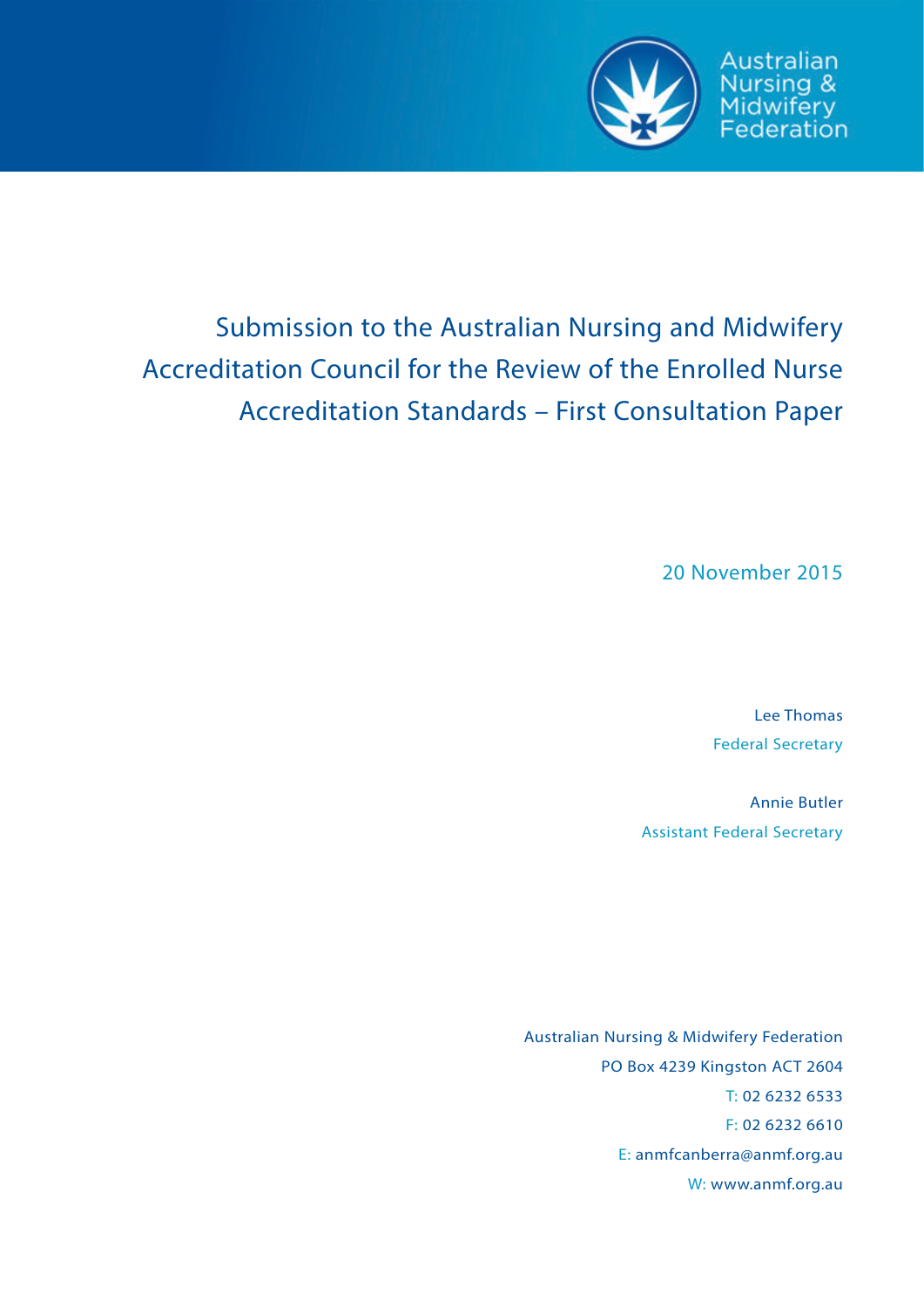Australian Nursing & Midwifery Federation

# Submission to the Australian Nursing and Midwifery Accreditation Council for the Review of the Enrolled Nurse Accreditation Standards – First Consultation Paper

20 November 2015

Lee Thomas
Federal Secretary

Annie Butler
Assistant Federal Secretary

Australian Nursing & Midwifery Federation
PO Box 4239 Kingston ACT 2604
T: 02 6232 6533
F: 02 6232 6610
E: anmfcanberra@anmf.org.au
W: www.anmf.org.au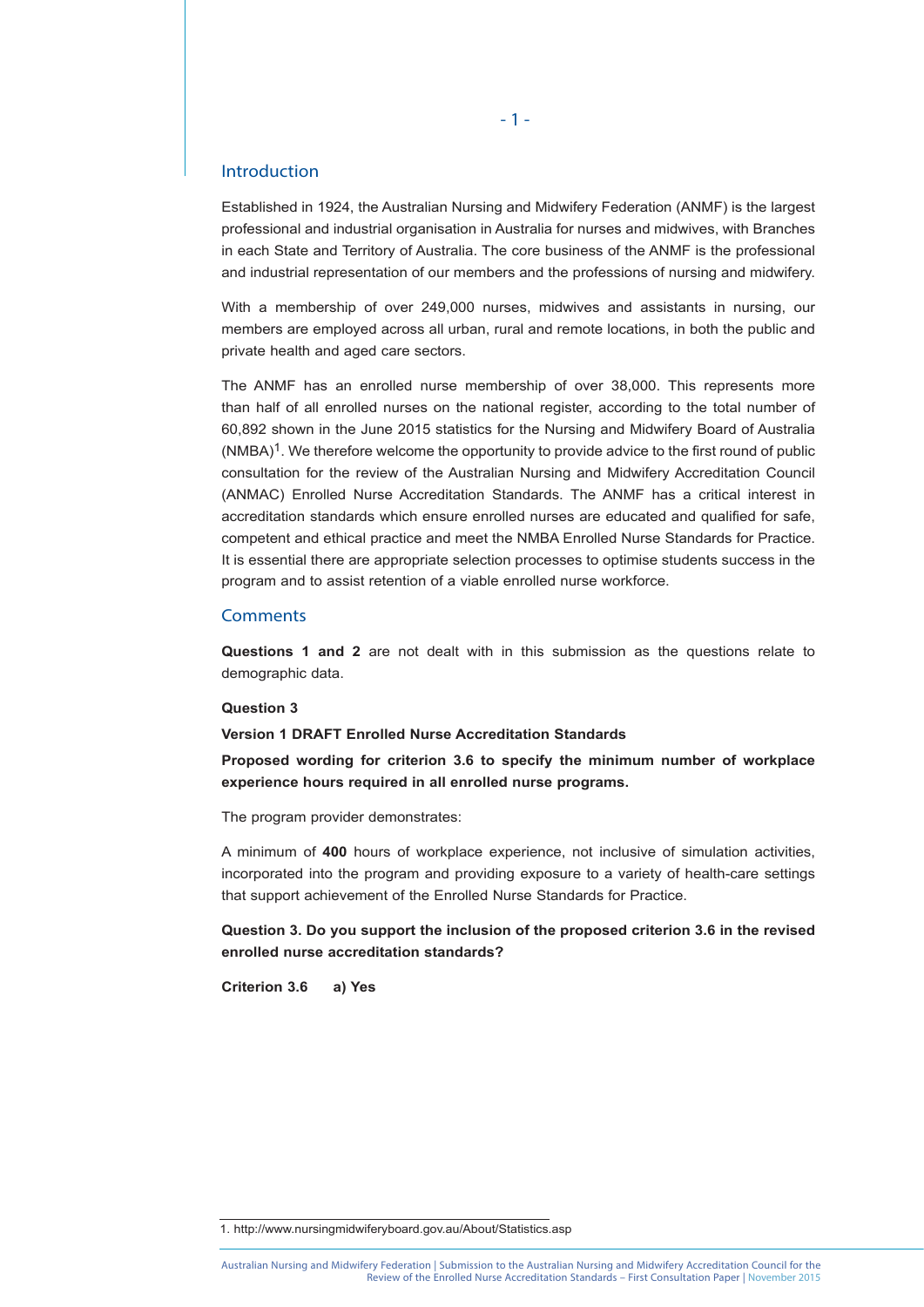## Introduction

Established in 1924, the Australian Nursing and Midwifery Federation (ANMF) is the largest professional and industrial organisation in Australia for nurses and midwives, with Branches in each State and Territory of Australia. The core business of the ANMF is the professional and industrial representation of our members and the professions of nursing and midwifery.

With a membership of over 249,000 nurses, midwives and assistants in nursing, our members are employed across all urban, rural and remote locations, in both the public and private health and aged care sectors.

The ANMF has an enrolled nurse membership of over 38,000. This represents more than half of all enrolled nurses on the national register, according to the total number of 60,892 shown in the June 2015 statistics for the Nursing and Midwifery Board of Australia (NMBA)[1]. We therefore welcome the opportunity to provide advice to the first round of public consultation for the review of the Australian Nursing and Midwifery Accreditation Council (ANMAC) Enrolled Nurse Accreditation Standards. The ANMF has a critical interest in accreditation standards which ensure enrolled nurses are educated and qualified for safe, competent and ethical practice and meet the NMBA Enrolled Nurse Standards for Practice. It is essential there are appropriate selection processes to optimise students success in the program and to assist retention of a viable enrolled nurse workforce.

## Comments

**Questions 1 and 2** are not dealt with in this submission as the questions relate to demographic data.

**Question 3**

**Version 1 DRAFT Enrolled Nurse Accreditation Standards**

**Proposed wording for criterion 3.6 to specify the minimum number of workplace experience hours required in all enrolled nurse programs.**

The program provider demonstrates:

A minimum of **400** hours of workplace experience, not inclusive of simulation activities, incorporated into the program and providing exposure to a variety of health-care settings that support achievement of the Enrolled Nurse Standards for Practice.

**Question 3. Do you support the inclusion of the proposed criterion 3.6 in the revised enrolled nurse accreditation standards?**

**Criterion 3.6 a) Yes**

1. http://www.nursingmidwiferyboard.gov.au/About/Statistics.asp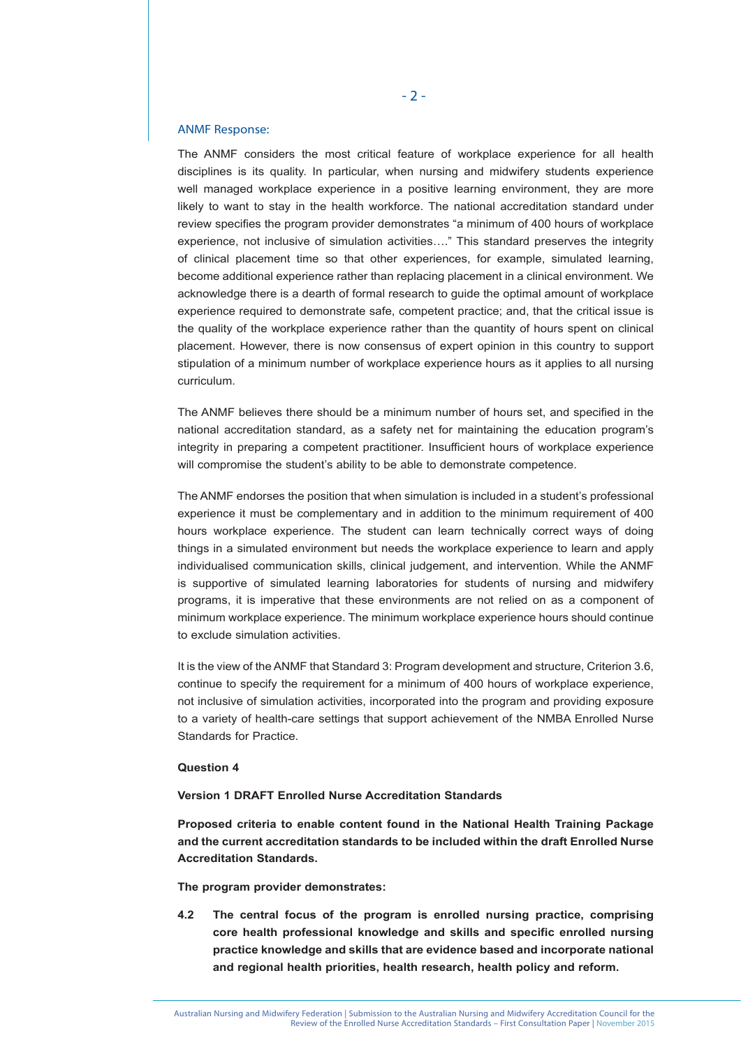ANMF Response:

The ANMF considers the most critical feature of workplace experience for all health disciplines is its quality. In particular, when nursing and midwifery students experience well managed workplace experience in a positive learning environment, they are more likely to want to stay in the health workforce. The national accreditation standard under review specifies the program provider demonstrates "a minimum of 400 hours of workplace experience, not inclusive of simulation activities…." This standard preserves the integrity of clinical placement time so that other experiences, for example, simulated learning, become additional experience rather than replacing placement in a clinical environment. We acknowledge there is a dearth of formal research to guide the optimal amount of workplace experience required to demonstrate safe, competent practice; and, that the critical issue is the quality of the workplace experience rather than the quantity of hours spent on clinical placement. However, there is now consensus of expert opinion in this country to support stipulation of a minimum number of workplace experience hours as it applies to all nursing curriculum.

The ANMF believes there should be a minimum number of hours set, and specified in the national accreditation standard, as a safety net for maintaining the education program's integrity in preparing a competent practitioner. Insufficient hours of workplace experience will compromise the student's ability to be able to demonstrate competence.

The ANMF endorses the position that when simulation is included in a student's professional experience it must be complementary and in addition to the minimum requirement of 400 hours workplace experience. The student can learn technically correct ways of doing things in a simulated environment but needs the workplace experience to learn and apply individualised communication skills, clinical judgement, and intervention. While the ANMF is supportive of simulated learning laboratories for students of nursing and midwifery programs, it is imperative that these environments are not relied on as a component of minimum workplace experience. The minimum workplace experience hours should continue to exclude simulation activities.

It is the view of the ANMF that Standard 3: Program development and structure, Criterion 3.6, continue to specify the requirement for a minimum of 400 hours of workplace experience, not inclusive of simulation activities, incorporated into the program and providing exposure to a variety of health-care settings that support achievement of the NMBA Enrolled Nurse Standards for Practice.

**Question 4**

**Version 1 DRAFT Enrolled Nurse Accreditation Standards**

**Proposed criteria to enable content found in the National Health Training Package and the current accreditation standards to be included within the draft Enrolled Nurse Accreditation Standards.**

**The program provider demonstrates:**

**4.2 The central focus of the program is enrolled nursing practice, comprising core health professional knowledge and skills and specific enrolled nursing practice knowledge and skills that are evidence based and incorporate national and regional health priorities, health research, health policy and reform.**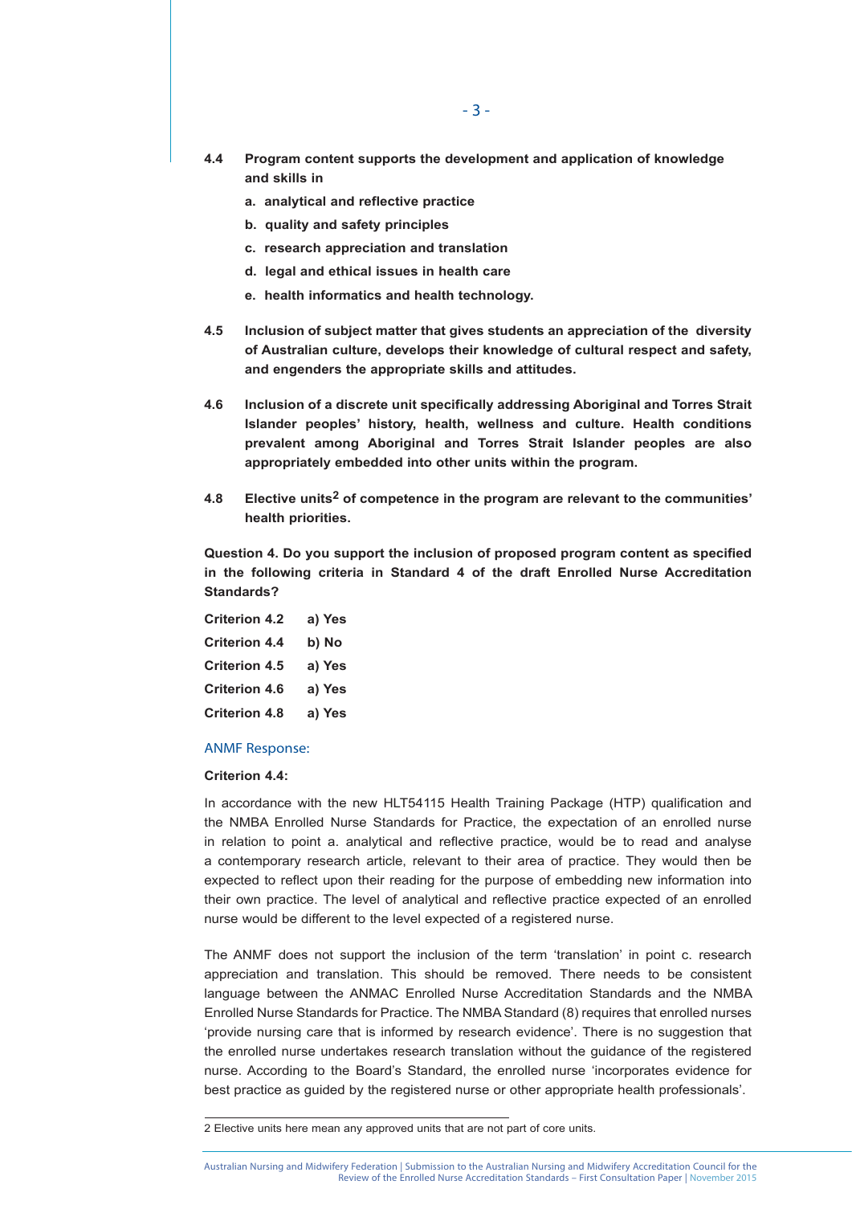**4.4 Program content supports the development and application of knowledge and skills in**

- **a. analytical and reflective practice**
- **b. quality and safety principles**
- **c. research appreciation and translation**
- **d. legal and ethical issues in health care**
- **e. health informatics and health technology.**

**4.5 Inclusion of subject matter that gives students an appreciation of the diversity of Australian culture, develops their knowledge of cultural respect and safety, and engenders the appropriate skills and attitudes.**

**4.6 Inclusion of a discrete unit specifically addressing Aboriginal and Torres Strait Islander peoples' history, health, wellness and culture. Health conditions prevalent among Aboriginal and Torres Strait Islander peoples are also appropriately embedded into other units within the program.**

**4.8 Elective units[2] of competence in the program are relevant to the communities' health priorities.**

**Question 4. Do you support the inclusion of proposed program content as specified in the following criteria in Standard 4 of the draft Enrolled Nurse Accreditation Standards?**

**Criterion 4.2 a) Yes**

**Criterion 4.4 b) No**

**Criterion 4.5 a) Yes**

**Criterion 4.6 a) Yes**

**Criterion 4.8 a) Yes**

ANMF Response:

**Criterion 4.4:**

In accordance with the new HLT54115 Health Training Package (HTP) qualification and the NMBA Enrolled Nurse Standards for Practice, the expectation of an enrolled nurse in relation to point a. analytical and reflective practice, would be to read and analyse a contemporary research article, relevant to their area of practice. They would then be expected to reflect upon their reading for the purpose of embedding new information into their own practice. The level of analytical and reflective practice expected of an enrolled nurse would be different to the level expected of a registered nurse.

The ANMF does not support the inclusion of the term 'translation' in point c. research appreciation and translation. This should be removed. There needs to be consistent language between the ANMAC Enrolled Nurse Accreditation Standards and the NMBA Enrolled Nurse Standards for Practice. The NMBA Standard (8) requires that enrolled nurses 'provide nursing care that is informed by research evidence'. There is no suggestion that the enrolled nurse undertakes research translation without the guidance of the registered nurse. According to the Board's Standard, the enrolled nurse 'incorporates evidence for best practice as guided by the registered nurse or other appropriate health professionals'.

---

2 Elective units here mean any approved units that are not part of core units.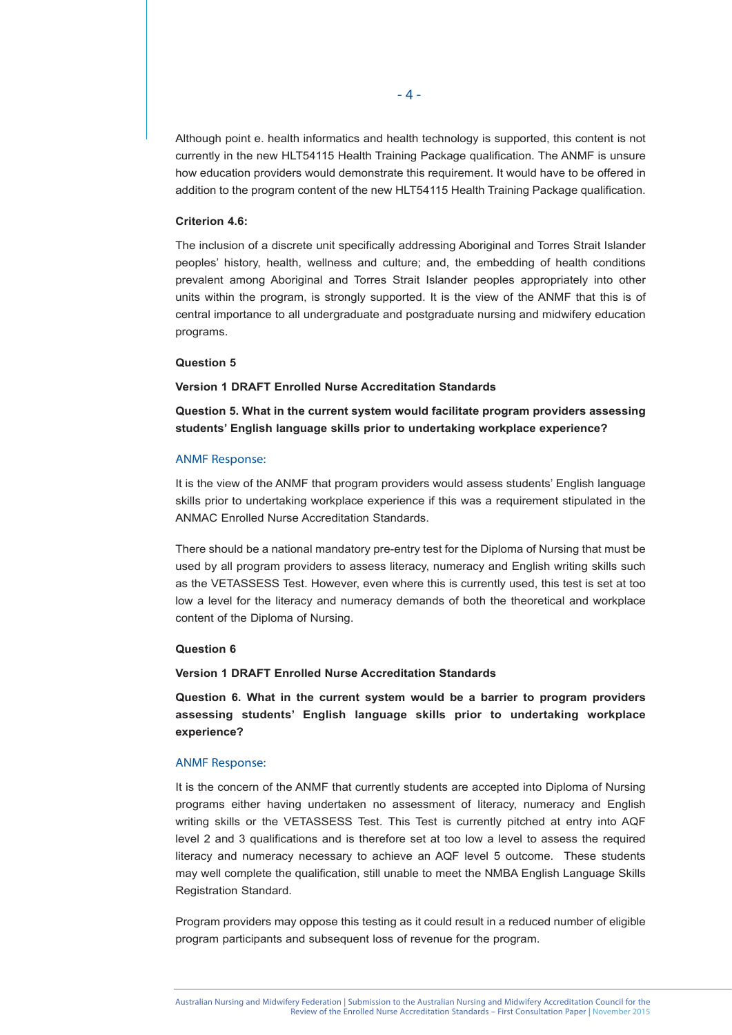Although point e. health informatics and health technology is supported, this content is not currently in the new HLT54115 Health Training Package qualification. The ANMF is unsure how education providers would demonstrate this requirement. It would have to be offered in addition to the program content of the new HLT54115 Health Training Package qualification.

**Criterion 4.6:**

The inclusion of a discrete unit specifically addressing Aboriginal and Torres Strait Islander peoples' history, health, wellness and culture; and, the embedding of health conditions prevalent among Aboriginal and Torres Strait Islander peoples appropriately into other units within the program, is strongly supported. It is the view of the ANMF that this is of central importance to all undergraduate and postgraduate nursing and midwifery education programs.

**Question 5**

**Version 1 DRAFT Enrolled Nurse Accreditation Standards**

**Question 5. What in the current system would facilitate program providers assessing students' English language skills prior to undertaking workplace experience?**

ANMF Response:

It is the view of the ANMF that program providers would assess students' English language skills prior to undertaking workplace experience if this was a requirement stipulated in the ANMAC Enrolled Nurse Accreditation Standards.

There should be a national mandatory pre-entry test for the Diploma of Nursing that must be used by all program providers to assess literacy, numeracy and English writing skills such as the VETASSESS Test. However, even where this is currently used, this test is set at too low a level for the literacy and numeracy demands of both the theoretical and workplace content of the Diploma of Nursing.

**Question 6**

**Version 1 DRAFT Enrolled Nurse Accreditation Standards**

**Question 6. What in the current system would be a barrier to program providers assessing students' English language skills prior to undertaking workplace experience?**

ANMF Response:

It is the concern of the ANMF that currently students are accepted into Diploma of Nursing programs either having undertaken no assessment of literacy, numeracy and English writing skills or the VETASSESS Test. This Test is currently pitched at entry into AQF level 2 and 3 qualifications and is therefore set at too low a level to assess the required literacy and numeracy necessary to achieve an AQF level 5 outcome. These students may well complete the qualification, still unable to meet the NMBA English Language Skills Registration Standard.

Program providers may oppose this testing as it could result in a reduced number of eligible program participants and subsequent loss of revenue for the program.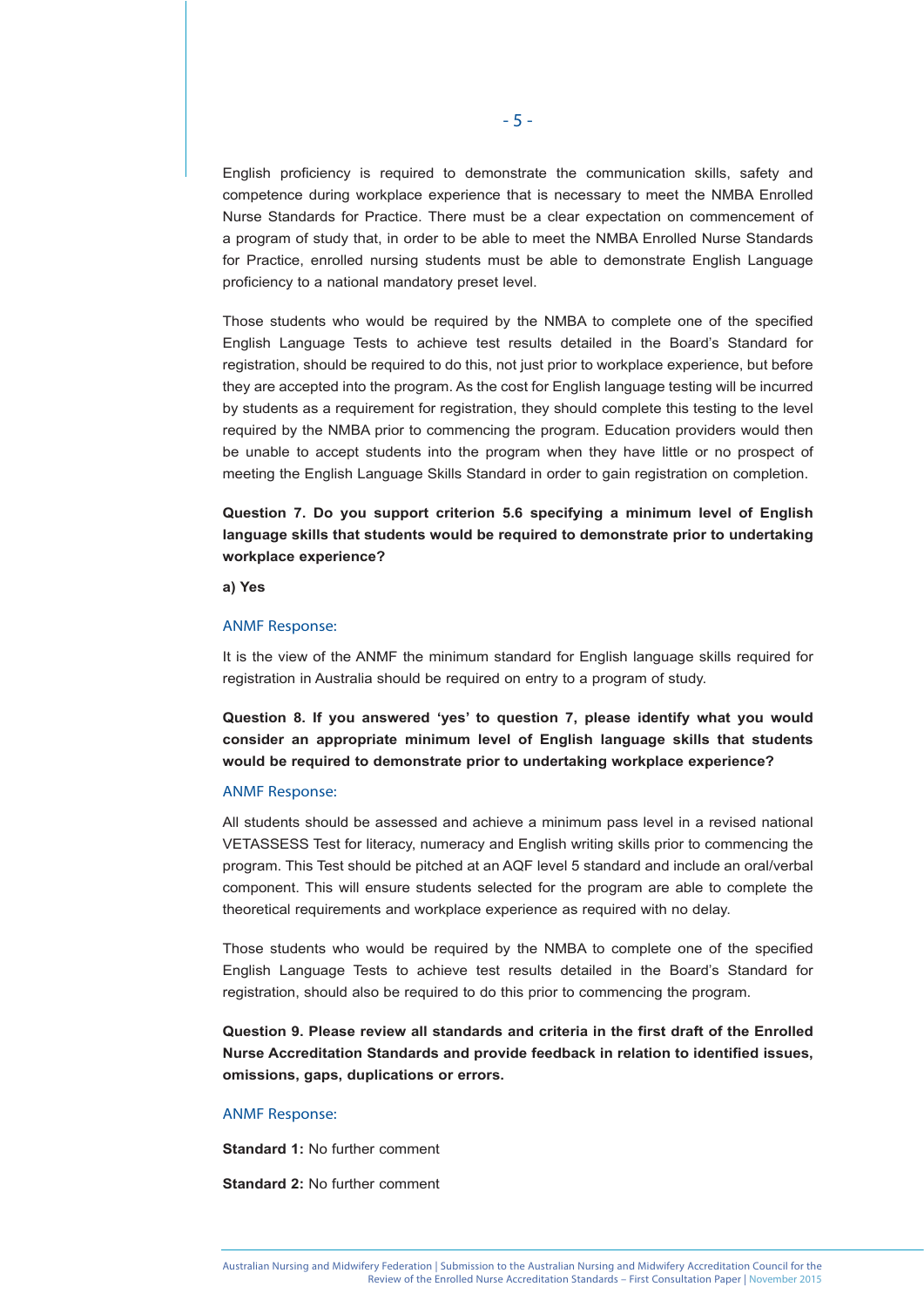English proficiency is required to demonstrate the communication skills, safety and competence during workplace experience that is necessary to meet the NMBA Enrolled Nurse Standards for Practice. There must be a clear expectation on commencement of a program of study that, in order to be able to meet the NMBA Enrolled Nurse Standards for Practice, enrolled nursing students must be able to demonstrate English Language proficiency to a national mandatory preset level.

Those students who would be required by the NMBA to complete one of the specified English Language Tests to achieve test results detailed in the Board's Standard for registration, should be required to do this, not just prior to workplace experience, but before they are accepted into the program. As the cost for English language testing will be incurred by students as a requirement for registration, they should complete this testing to the level required by the NMBA prior to commencing the program. Education providers would then be unable to accept students into the program when they have little or no prospect of meeting the English Language Skills Standard in order to gain registration on completion.

**Question 7. Do you support criterion 5.6 specifying a minimum level of English language skills that students would be required to demonstrate prior to undertaking workplace experience?**

**a) Yes**

ANMF Response:

It is the view of the ANMF the minimum standard for English language skills required for registration in Australia should be required on entry to a program of study.

**Question 8. If you answered 'yes' to question 7, please identify what you would consider an appropriate minimum level of English language skills that students would be required to demonstrate prior to undertaking workplace experience?**

ANMF Response:

All students should be assessed and achieve a minimum pass level in a revised national VETASSESS Test for literacy, numeracy and English writing skills prior to commencing the program. This Test should be pitched at an AQF level 5 standard and include an oral/verbal component. This will ensure students selected for the program are able to complete the theoretical requirements and workplace experience as required with no delay.

Those students who would be required by the NMBA to complete one of the specified English Language Tests to achieve test results detailed in the Board's Standard for registration, should also be required to do this prior to commencing the program.

**Question 9. Please review all standards and criteria in the first draft of the Enrolled Nurse Accreditation Standards and provide feedback in relation to identified issues, omissions, gaps, duplications or errors.**

ANMF Response:

**Standard 1:** No further comment

**Standard 2:** No further comment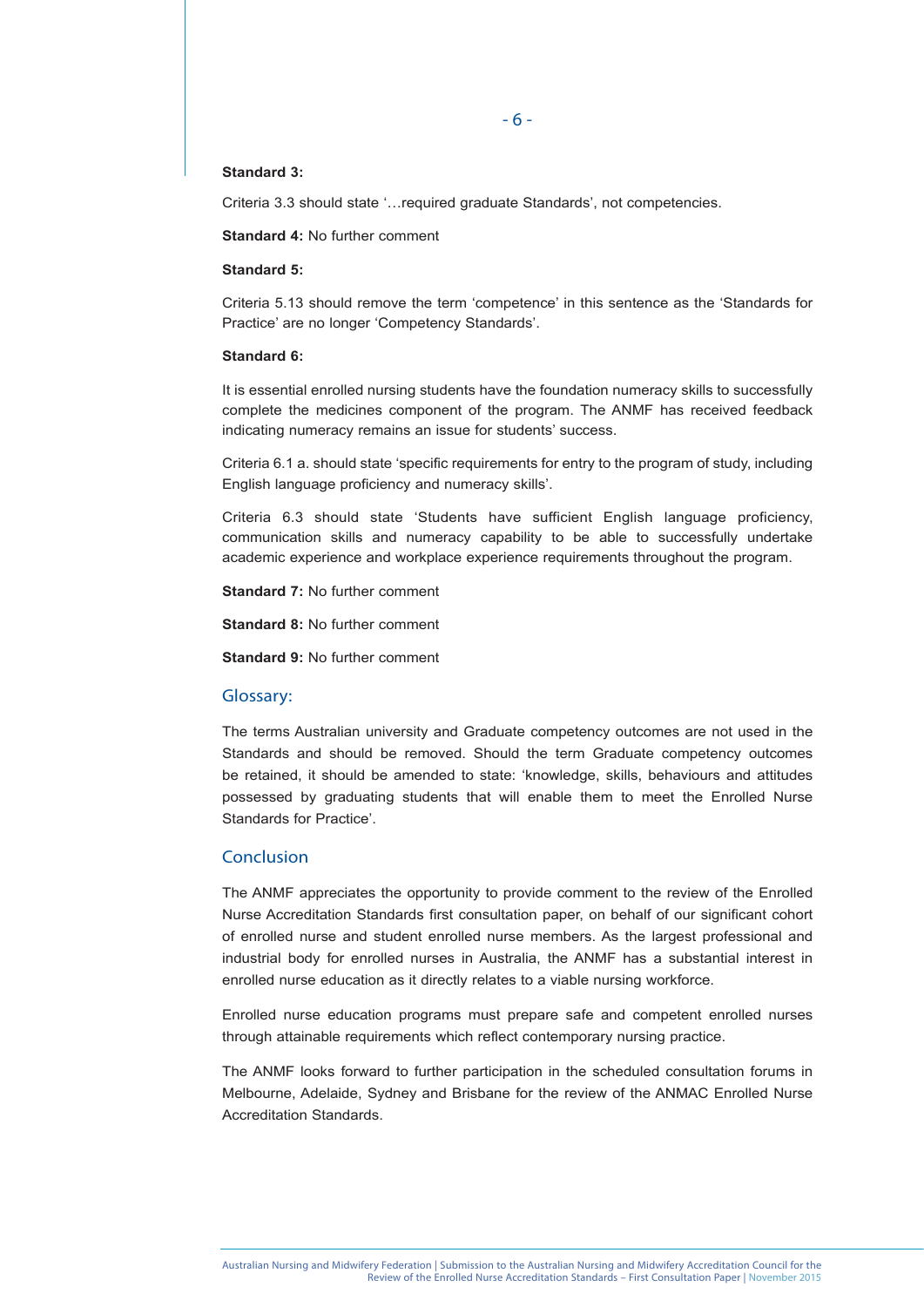**Standard 3:**

Criteria 3.3 should state '…required graduate Standards', not competencies.

**Standard 4:** No further comment

**Standard 5:**

Criteria 5.13 should remove the term 'competence' in this sentence as the 'Standards for Practice' are no longer 'Competency Standards'.

**Standard 6:**

It is essential enrolled nursing students have the foundation numeracy skills to successfully complete the medicines component of the program. The ANMF has received feedback indicating numeracy remains an issue for students' success.

Criteria 6.1 a. should state 'specific requirements for entry to the program of study, including English language proficiency and numeracy skills'.

Criteria 6.3 should state 'Students have sufficient English language proficiency, communication skills and numeracy capability to be able to successfully undertake academic experience and workplace experience requirements throughout the program.

**Standard 7:** No further comment

**Standard 8:** No further comment

**Standard 9:** No further comment

## Glossary:

The terms Australian university and Graduate competency outcomes are not used in the Standards and should be removed. Should the term Graduate competency outcomes be retained, it should be amended to state: 'knowledge, skills, behaviours and attitudes possessed by graduating students that will enable them to meet the Enrolled Nurse Standards for Practice'.

## Conclusion

The ANMF appreciates the opportunity to provide comment to the review of the Enrolled Nurse Accreditation Standards first consultation paper, on behalf of our significant cohort of enrolled nurse and student enrolled nurse members. As the largest professional and industrial body for enrolled nurses in Australia, the ANMF has a substantial interest in enrolled nurse education as it directly relates to a viable nursing workforce.

Enrolled nurse education programs must prepare safe and competent enrolled nurses through attainable requirements which reflect contemporary nursing practice.

The ANMF looks forward to further participation in the scheduled consultation forums in Melbourne, Adelaide, Sydney and Brisbane for the review of the ANMAC Enrolled Nurse Accreditation Standards.